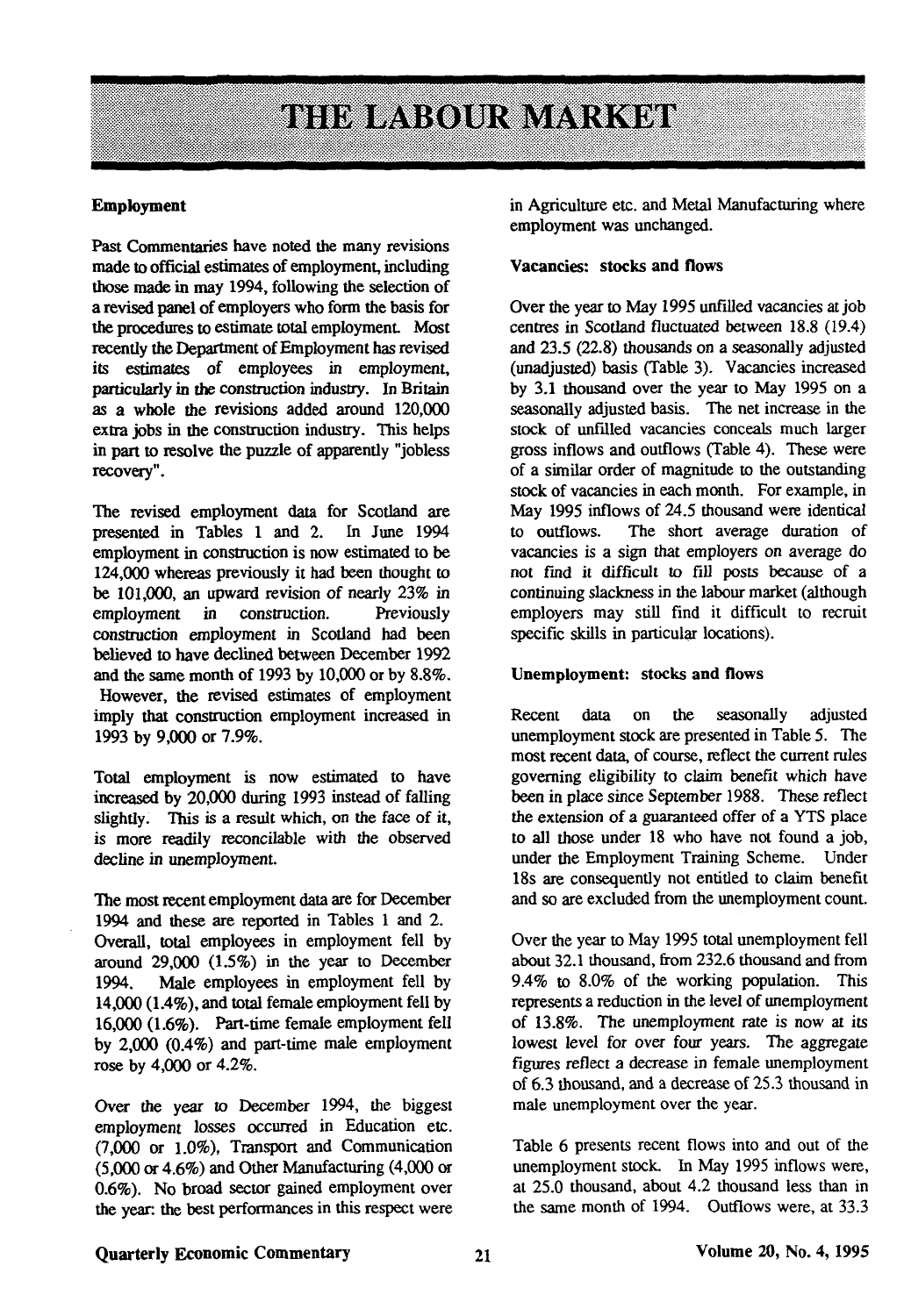# THE LABOUR MARKET

### Employment

Past Commentaries have noted the many revisions made to official estimates of employment, including those made in may 1994, following the selection of a revised panel of employers who form the basis for the procedures to estimate total employment. Most recently the Department of Employment has revised its estimates of employees in employment, particularly in the construction industry. In Britain as a whole the revisions added around 120,000 extra jobs in the construction industry. This helps in part to resolve the puzzle of apparently "jobless recovery".

The revised employment data for Scotland are presented in Tables 1 and 2. In June 1994 employment in construction is now estimated to be 124,000 whereas previously it had been thought to be 101,000, an upward revision of nearly 23% in employment in construction. Previously construction employment in Scotland had been believed to have declined between December 1992 and the same month of 1993 by 10,000 or by 8.8%. However, the revised estimates of employment imply that construction employment increased in 1993 by 9,000 or 7.9%.

Total employment is now estimated to have increased by 20,000 during 1993 instead of falling slightly. This is a result which, on the face of it, is more readily reconcilable with the observed decline in unemployment.

The most recent employment data are for December 1994 and these are reported in Tables 1 and 2. Overall, total employees in employment fell by around 29,000 (1.5%) in the year to December 1994. Male employees in employment fell by 14,000 (1.4%), and total female employment fell by 16,000 (1.6%). Part-time female employment fell by 2,000 (0.4%) and part-time male employment rose by 4,000 or 4.2%.

Over the year to December 1994, the biggest employment losses occurred in Education etc. (7,000 or 1.0%), Transport and Communication (5,000 or 4.6%) and Other Manufacturing (4,000 or 0.6%). No broad sector gained employment over the year: the best performances in this respect were in Agriculture etc. and Metal Manufacturing where employment was unchanged.

### Vacancies: stocks and flows

Over the year to May 1995 unfilled vacancies at job centres in Scotland fluctuated between 18.8 (19.4) and 23.5 (22.8) thousands on a seasonally adjusted (unadjusted) basis (Table 3). Vacancies increased by 3.1 thousand over the year to May 1995 on a seasonally adjusted basis. The net increase in the stock of unfilled vacancies conceals much larger gross inflows and outflows (Table 4). These were of a similar order of magnitude to the outstanding stock of vacancies in each month. For example, in May 1995 inflows of 24.5 thousand were identical to outflows. The short average duration of vacancies is a sign that employers on average do not find it difficult to fill posts because of a continuing slackness in the labour market (although employers may still find it difficult to recruit specific skills in particular locations).

### Unemployment: stocks and flows

Recent data on the seasonally adjusted unemployment stock are presented in Table 5. The most recent data, of course, reflect the current rules governing eligibility to claim benefit which have been in place since September 1988. These reflect the extension of a guaranteed offer of a YTS place to all those under 18 who have not found a job, under the Employment Training Scheme. Under 18s are consequently not entitled to claim benefit and so are excluded from the unemployment count.

Over the year to May 1995 total unemployment fell about 32.1 thousand, from 232.6 thousand and from 9.4% to 8.0% of the working population. This represents a reduction in the level of unemployment of 13.8%. The unemployment rate is now at its lowest level for over four years. The aggregate figures reflect a decrease in female unemployment of 6.3 thousand, and a decrease of 25.3 thousand in male unemployment over the year.

Table 6 presents recent flows into and out of the unemployment stock. In May 1995 inflows were, at 25.0 thousand, about 4.2 thousand less than in the same month of 1994. Outflows were, at 33.3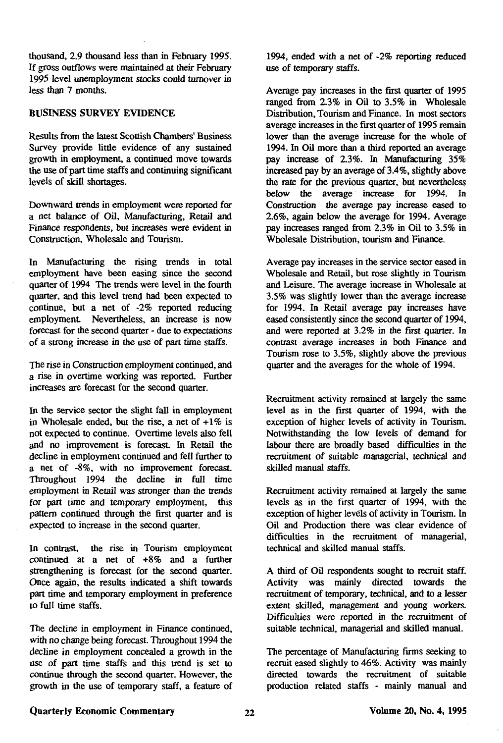thousand, 2.9 thousand less than in February 1995. If gross outflows were maintained at their February 1995 level unemployment stocks could turnover in less than 7 months.

## BUSINESS SURVEY EVIDENCE

Results from the latest Scottish Chambers' Business Survey provide little evidence of any sustained growth in employment, a continued move towards the use of part time staffs and continuing significant levels of skill shortages.

Downward trends in employment were reported for a net balance of Oil, Manufacturing, Retail and Finance respondents, but increases were evident in Construction, Wholesale and Tourism.

In Manufacturing the rising trends in total employment have been easing since the second quarter of 1994 The trends were level in the fourth quarter, and this level trend had been expected to continue, but a net of -2% reported reducing employment. Nevertheless, an increase is now forecast for the second quarter - due to expectations of a strong increase in the use of part time staffs.

The rise in Construction employment continued, and a rise in overtime working was reported. Further increases are forecast for the second quarter.

In the service sector the slight fall in employment in Wholesale ended, but the rise, a net of +1% is not expected to continue. Overtime levels also fell and no improvement is forecast. In Retail the decline in employment continued and fell further to a net of -8%, with no improvement forecast. Throughout 1994 the decline in full time employment in Retail was stronger than the trends for part time and temporary employment, this pattern continued through the first quarter and is expected to increase in the second quarter.

In contrast, the rise in Tourism employment continued at a net of +8% and a further strengthening is forecast for the second quarter. Once again, the results indicated a shift towards part time and temporary employment in preference to full time staffs.

The decline in employment in Finance continued, with no change being forecast. Throughout 1994 the decline in employment concealed a growth in the use of part time staffs and this trend is set to continue through the second quarter. However, the growth in the use of temporary staff, a feature of 1994, ended with a net of -2% reporting reduced use of temporary staffs.

Average pay increases in the first quarter of 1995 ranged from 2.3% in Oil to 3.5% in Wholesale Distribution, Tourism and Finance. In most sectors average increases in the first quarter of 1995 remain lower than the average increase for the whole of 1994. In Oil more than a third reported an average pay increase of 2.3%. In Manufacturing 35% increased pay by an average of 3.4%, slightly above the rate for the previous quarter, but nevertheless below the average increase for 1994. In Construction the average pay increase eased to 2.6%, again below the average for 1994. Average pay increases ranged from 2.3% in Oil to 3.5% in Wholesale Distribution, tourism and Finance.

Average pay increases in the service sector eased in Wholesale and Retail, but rose slightly in Tourism and Leisure. The average increase in Wholesale at 3.5% was slightly lower than the average increase for 1994. In Retail average pay increases have eased consistently since the second quarter of 1994, and were reported at 3.2% in the first quarter. In contrast average increases in both Finance and Tourism rose to 3.5%, slightly above the previous quarter and the averages for the whole of 1994.

Recruitment activity remained at largely the same level as in the first quarter of 1994, with the exception of higher levels of activity in Tourism. Notwithstanding the low levels of demand for labour there are broadly based difficulties in the recruitment of suitable managerial, technical and skilled manual staffs.

Recruitment activity remained at largely the same levels as in the first quarter of 1994, with the exception of higher levels of activity in Tourism. In Oil and Production there was clear evidence of difficulties in the recruitment of managerial, technical and skilled manual staffs.

A third of Oil respondents sought to recruit staff. Activity was mainly directed towards the recruitment of temporary, technical, and to a lesser extent skilled, management and young workers. Difficulties were reported in the recruitment of suitable technical, managerial and skilled manual.

The percentage of Manufacturing firms seeking to recruit eased slightly to 46%. Activity was mainly directed towards the recruitment of suitable production related staffs - mainly manual and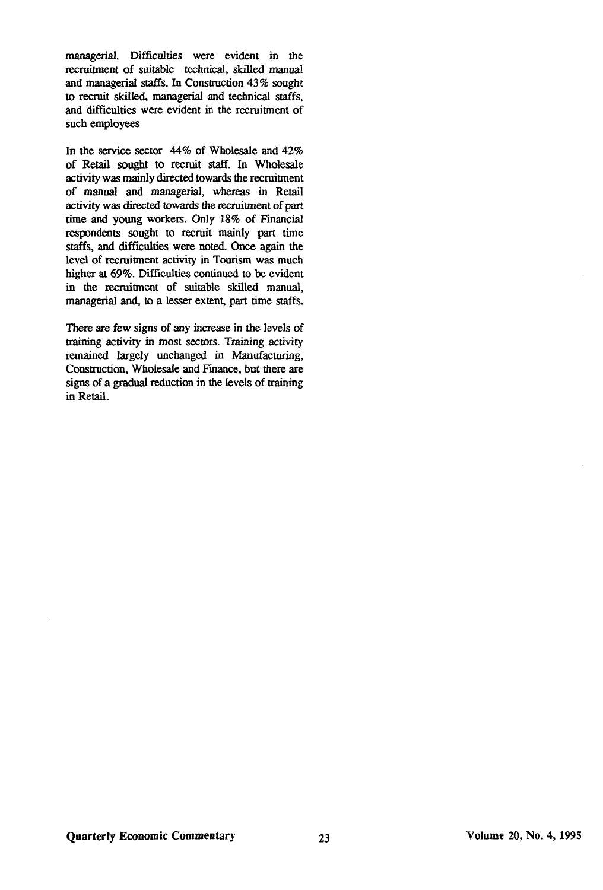managerial. Difficulties were evident in the recruitment of suitable technical, skilled manual and managerial staffs. In Construction 43% sought to recruit skilled, managerial and technical staffs, and difficulties were evident in the recruitment of such employees

In the service sector 44% of Wholesale and 42% of Retail sought to recruit staff. In Wholesale activity was mainly directed towards the recruitment of manual and managerial, whereas in Retail activity was directed towards the recruitment of part time and young workers. Only 18% of Financial respondents sought to recruit mainly part time staffs, and difficulties were noted. Once again the level of recruitment activity in Tourism was much higher at 69%. Difficulties continued to be evident in the recruitment of suitable skilled manual, managerial and, to a lesser extent, part time staffs.

There are few signs of any increase in the levels of training activity in most sectors. Training activity remained largely unchanged in Manufacturing, Construction, Wholesale and Finance, but there are signs of a gradual reduction in the levels of training in Retail.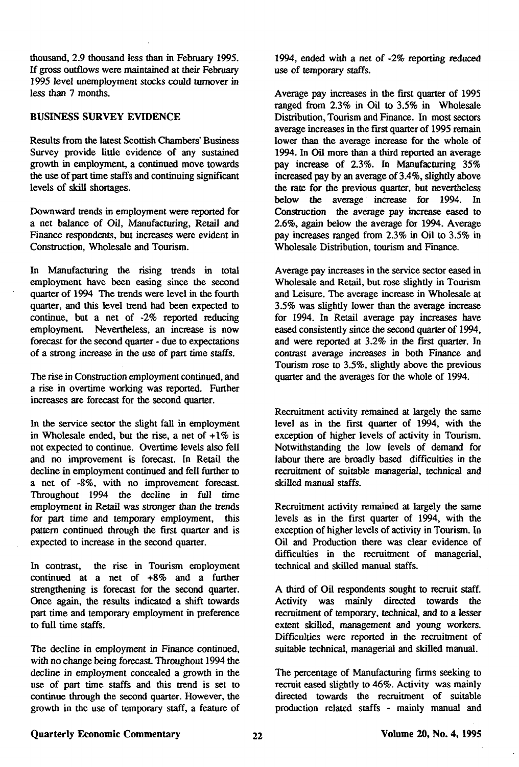thousand, 2.9 thousand less than in February 1995. If gross outflows were maintained at their February 1995 level unemployment stocks could turnover in less than 7 months.

## BUSINESS SURVEY EVIDENCE

Results from the latest Scottish Chambers' Business Survey provide little evidence of any sustained growth in employment, a continued move towards the use of part time staffs and continuing significant levels of skill shortages.

Downward trends in employment were reported for a net balance of Oil, Manufacturing, Retail and Finance respondents, but increases were evident in Construction, Wholesale and Tourism.

In Manufacturing the rising trends in total employment have been easing since the second quarter of 1994 The trends were level in the fourth quarter, and this level trend had been expected to continue, but a net of -2% reported reducing employment. Nevertheless, an increase is now forecast for the second quarter - due to expectations of a strong increase in the use of part time staffs.

The rise in Construction employment continued, and a rise in overtime working was reported. Further increases are forecast for the second quarter.

In the service sector the slight fall in employment in Wholesale ended, but the rise, a net of +1% is not expected to continue. Overtime levels also fell and no improvement is forecast. In Retail the decline in employment continued and fell further to a net of -8%, with no improvement forecast. Throughout 1994 the decline in full time employment in Retail was stronger than the trends for part time and temporary employment, this pattern continued through the first quarter and is expected to increase in the second quarter.

In contrast, the rise in Tourism employment continued at a net of +8% and a further strengthening is forecast for the second quarter. Once again, the results indicated a shift towards part time and temporary employment in preference to full time staffs.

The decline in employment in Finance continued, with no change being forecast. Throughout 1994 the decline in employment concealed a growth in the use of part time staffs and this trend is set to continue through the second quarter. However, the growth in the use of temporary staff, a feature of 1994, ended with a net of -2% reporting reduced use of temporary staffs.

Average pay increases in the first quarter of 1995 ranged from 2.3% in Oil to 3.5% in Wholesale Distribution, Tourism and Finance. In most sectors average increases in the first quarter of 1995 remain lower than the average increase for the whole of 1994. In Oil more than a third reported an average pay increase of 2.3%. In Manufacturing 35% increased pay by an average of 3.4%, slightly above the rate for the previous quarter, but nevertheless below the average increase for 1994. In Construction the average pay increase eased to 2.6%, again below the average for 1994. Average pay increases ranged from 2.3% in Oil to 3.5% in Wholesale Distribution, tourism and Finance.

Average pay increases in the service sector eased in Wholesale and Retail, but rose slightly in Tourism and Leisure. The average increase in Wholesale at 3.5% was slightly lower than the average increase for 1994. In Retail average pay increases have eased consistently since the second quarter of 1994, and were reported at 3.2% in the first quarter. In contrast average increases in both Finance and Tourism rose to 3.5%, slightly above the previous quarter and the averages for the whole of 1994.

Recruitment activity remained at largely the same level as in the first quarter of 1994, with the exception of higher levels of activity in Tourism. Notwithstanding the low levels of demand for labour there are broadly based difficulties in the recruitment of suitable managerial, technical and skilled manual staffs.

Recruitment activity remained at largely the same levels as in the first quarter of 1994, with the exception of higher levels of activity in Tourism. In Oil and Production there was clear evidence of difficulties in the recruitment of managerial, technical and skilled manual staffs.

A third of Oil respondents sought to recruit staff. Activity was mainly directed towards the recruitment of temporary, technical, and to a lesser extent skilled, management and young workers. Difficulties were reported in the recruitment of suitable technical, managerial and skilled manual.

The percentage of Manufacturing firms seeking to recruit eased slightly to 46%. Activity was mainly directed towards the recruitment of suitable production related staffs - mainly manual and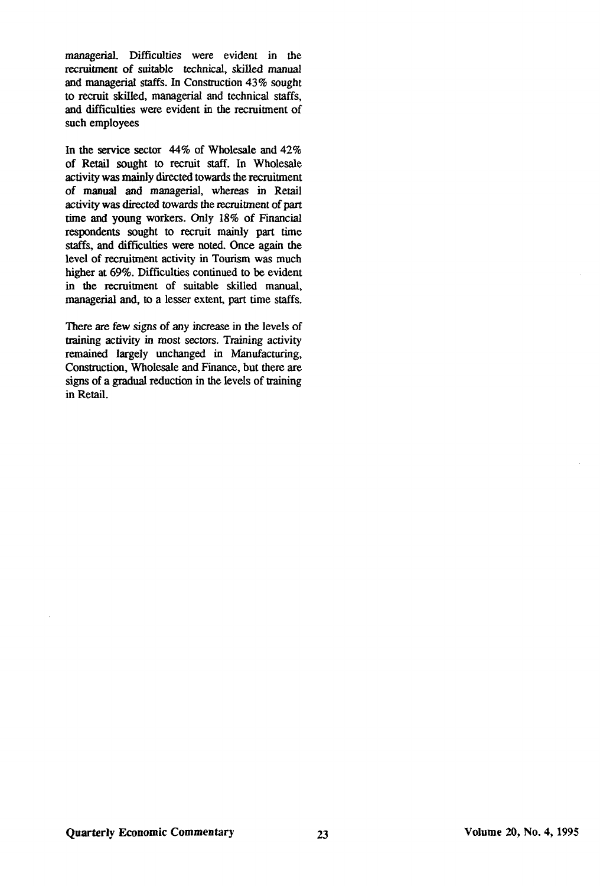managerial. Difficulties were evident in the recruitment of suitable technical, skilled manual and managerial staffs. In Construction 43% sought to recruit skilled, managerial and technical staffs, and difficulties were evident in the recruitment of such employees

In the service sector 44% of Wholesale and 42% of Retail sought to recruit staff. In Wholesale activity was mainly directed towards the recruitment of manual and managerial, whereas in Retail activity was directed towards the recruitment of part time and young workers. Only 18% of Financial respondents sought to recruit mainly part time staffs, and difficulties were noted. Once again the level of recruitment activity in Tourism was much higher at 69%. Difficulties continued to be evident in the recruitment of suitable skilled manual, managerial and, to a lesser extent, part time staffs.

There are few signs of any increase in the levels of training activity in most sectors. Training activity remained largely unchanged in Manufacturing, Construction, Wholesale and Finance, but there are signs of a gradual reduction in the levels of training in Retail.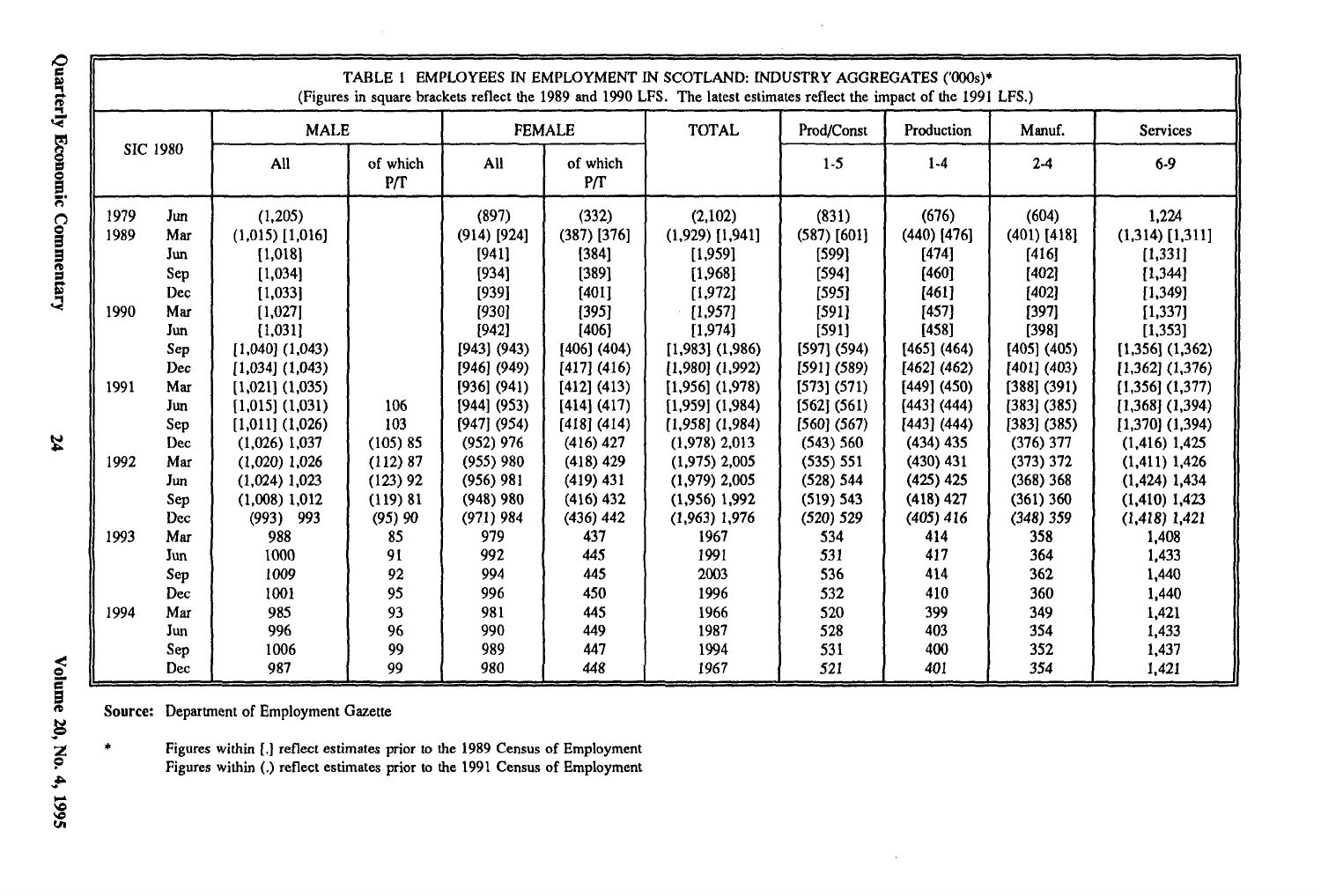TABLE 1 EMPLOYEES IN EMPLOYMENT IN SCOTLAND: INDUSTRY AGGREGATES ('000s)*
(Figures in square brackets reflect the 1989 and 1990 LFS. The latest estimates reflect the impact of the 1991 LFS.)

| SIC 1980 | | MALE | | FEMALE | | TOTAL | Prod/Const | Production | Manuf. | Services |
|---|---|---|---|---|---|---|---|---|---|---|
| | | All | of which P/T | All | of which P/T | | 1-5 | 1-4 | 2-4 | 6-9 |
| 1979 | Jun | (1,205) | | (897) | (332) | (2,102) | (831) | (676) | (604) | 1,224 |
| 1989 | Mar | (1,015) [1,016] | | (914) [924] | (387) [376] | (1,929) [1,941] | (587) [601] | (440) [476] | (401) [418] | (1,314) [1,311] |
| | Jun | [1,018] | | [941] | [384] | [1,959] | [599] | [474] | [416] | [1,331] |
| | Sep | [1,034] | | [934] | [389] | [1,968] | [594] | [460] | [402] | [1,344] |
| | Dec | [1,033] | | [939] | [401] | [1,972] | [595] | [461] | [402] | [1,349] |
| 1990 | Mar | [1,027] | | [930] | [395] | [1,957] | [591] | [457] | [397] | [1,337] |
| | Jun | [1,031] | | [942] | [406] | [1,974] | [591] | [458] | [398] | [1,353] |
| | Sep | [1,040] (1,043) | | [943] (943) | [406] (404) | [1,983] (1,986) | [597] (594) | [465] (464) | [405] (405) | [1,356] (1,362) |
| | Dec | [1,034] (1,043) | | [946] (949) | [417] (416) | [1,980] (1,992) | [591] (589) | [462] (462) | [401] (403) | [1,362] (1,376) |
| 1991 | Mar | [1,021] (1,035) | | [936] (941) | [412] (413) | [1,956] (1,978) | [573] (571) | [449] (450) | [388] (391) | [1,356] (1,377) |
| | Jun | [1,015] (1,031) | 106 | [944] (953) | [414] (417) | [1,959] (1,984) | [562] (561) | [443] (444) | [383] (385) | [1,368] (1,394) |
| | Sep | [1,011] (1,026) | 103 | [947] (954) | [418] (414) | [1,958] (1,984) | [560] (567) | [443] (444) | [383] (385) | [1,370] (1,394) |
| | Dec | (1,026) 1,037 | (105) 85 | (952) 976 | (416) 427 | (1,978) 2,013 | (543) 560 | (434) 435 | (376) 377 | (1,416) 1,425 |
| 1992 | Mar | (1,020) 1,026 | (112) 87 | (955) 980 | (418) 429 | (1,975) 2,005 | (535) 551 | (430) 431 | (373) 372 | (1,411) 1,426 |
| | Jun | (1,024) 1,023 | (123) 92 | (956) 981 | (419) 431 | (1,979) 2,005 | (528) 544 | (425) 425 | (368) 368 | (1,424) 1,434 |
| | Sep | (1,008) 1,012 | (119) 81 | (948) 980 | (416) 432 | (1,956) 1,992 | (519) 543 | (418) 427 | (361) 360 | (1,410) 1,423 |
| | Dec | (993) 993 | (95) 90 | (971) 984 | (436) 442 | (1,963) 1,976 | (520) 529 | (405) 416 | (348) 359 | (1,418) 1,421 |
| 1993 | Mar | 988 | 85 | 979 | 437 | 1967 | 534 | 414 | 358 | 1,408 |
| | Jun | 1000 | 91 | 992 | 445 | 1991 | 531 | 417 | 364 | 1,433 |
| | Sep | 1009 | 92 | 994 | 445 | 2003 | 536 | 414 | 362 | 1,440 |
| | Dec | 1001 | 95 | 996 | 450 | 1996 | 532 | 410 | 360 | 1,440 |
| 1994 | Mar | 985 | 93 | 981 | 445 | 1966 | 520 | 399 | 349 | 1,421 |
| | Jun | 996 | 96 | 990 | 449 | 1987 | 528 | 403 | 354 | 1,433 |
| | Sep | 1006 | 99 | 989 | 447 | 1994 | 531 | 400 | 352 | 1,437 |
| | Dec | 987 | 99 | 980 | 448 | 1967 | 521 | 401 | 354 | 1,421 |

**Source:** Department of Employment Gazette

\* Figures within [.] reflect estimates prior to the 1989 Census of Employment
Figures within (.) reflect estimates prior to the 1991 Census of Employment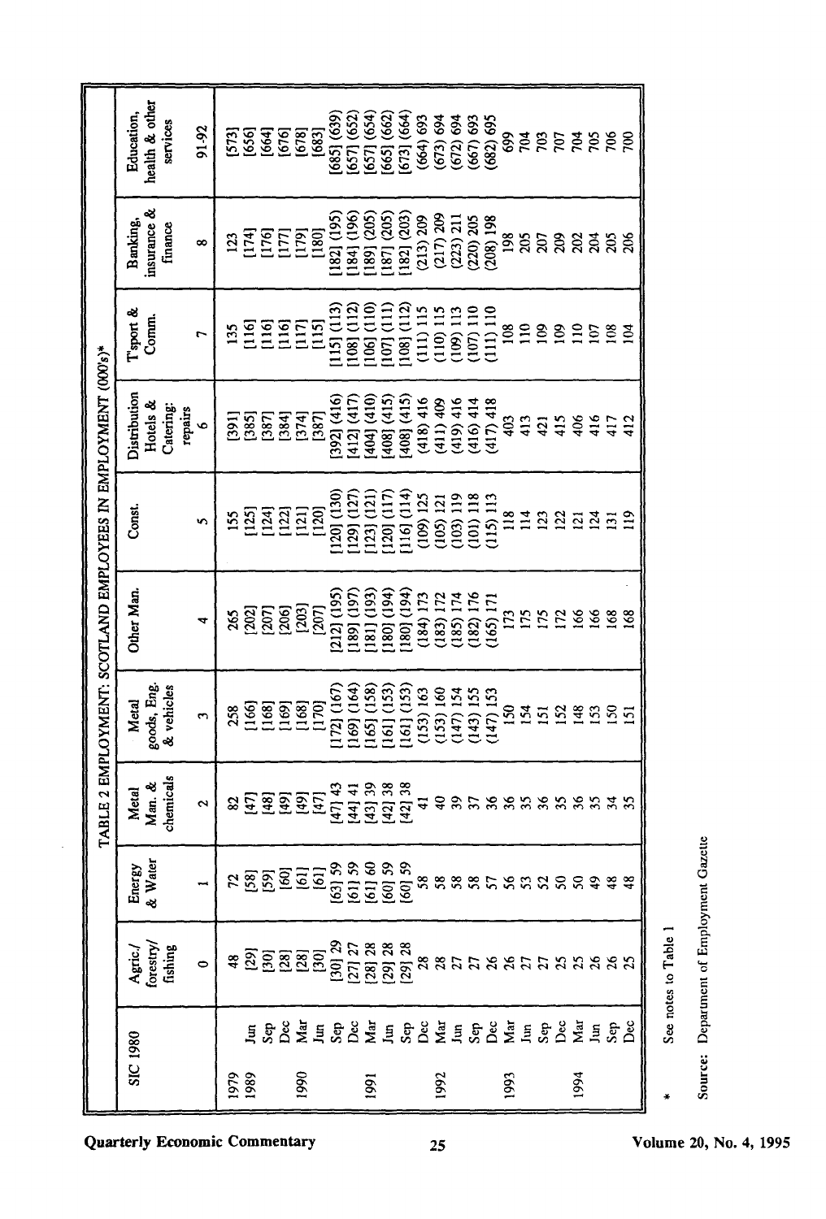## TABLE 2 EMPLOYMENT: SCOTLAND EMPLOYEES IN EMPLOYMENT (000's)*

| SIC 1980 | | Agric./ forestry/ fishing | Energy & Water | Metal Man. & chemicals | Metal goods, Eng. & vehicles | Other Man. | Const. | Distribution Hotels & Catering; repairs | T'sport & Comm. | Banking, insurance & finance | Education, health & other services |
|---|---|---|---|---|---|---|---|---|---|---|---|
| | | 0 | 1 | 2 | 3 | 4 | 5 | 6 | 7 | 8 | 91-92 |
| 1979 | | 48 | 72 | 82 | 258 | 265 | 155 | [391] | 135 | 123 | [573] |
| 1989 | Jun | [29] | [58] | [47] | [166] | [202] | [125] | [385] | [116] | [174] | [656] |
| | Sep | [30] | [59] | [48] | [168] | [207] | [124] | [387] | [116] | [176] | [664] |
| | Dec | [28] | [60] | [49] | [169] | [206] | [122] | [384] | [116] | [177] | [676] |
| 1990 | Mar | [28] | [61] | [49] | [168] | [203] | [121] | [374] | [117] | [179] | [678] |
| | Jun | [30] | [61] | [47] | [170] | [207] | [120] | [387] | [115] | [180] | [683] |
| | Sep | [30] 29 | [63] 59 | [47] 43 | [172] (167) | [212] (195) | [120] (130) | [392] (416) | [115] (113) | [182] (195) | [685] (639) |
| | Dec | [27] 27 | [61] 59 | [44] 41 | [169] (164) | [189] (197) | [129] (127) | [412] (417) | [108] (112) | [184] (196) | [657] (652) |
| 1991 | Mar | [28] 28 | [61] 60 | [43] 39 | [165] (158) | [181] (193) | [123] (121) | [404] (410) | [106] (110) | [189] (205) | [657] (654) |
| | Jun | [29] 28 | [60] 59 | [42] 38 | [161] (153) | [180] (194) | [120] (117) | [408] (415) | [107] (111) | [187] (205) | [665] (662) |
| | Sep | [29] 28 | [60] 59 | [42] 38 | [161] (153) | [180] (194) | [116] (114) | [408] (415) | [108] (112) | [182] (203) | [673] (664) |
| | Dec | 28 | 58 | 41 | (153) 163 | (184) 173 | (109) 125 | (418) 416 | (111) 115 | (213) 209 | (664) 693 |
| 1992 | Mar | 28 | 58 | 40 | (153) 160 | (183) 172 | (105) 121 | (411) 409 | (110) 115 | (217) 209 | (673) 694 |
| | Jun | 27 | 58 | 39 | (147) 154 | (185) 174 | (103) 119 | (419) 416 | (109) 113 | (223) 211 | (672) 694 |
| | Sep | 27 | 58 | 37 | (143) 155 | (182) 176 | (101) 118 | (416) 414 | (107) 110 | (220) 205 | (667) 693 |
| | Dec | 26 | 57 | 36 | (147) 153 | (165) 171 | (115) 113 | (417) 418 | (111) 110 | (208) 198 | (682) 695 |
| 1993 | Mar | 26 | 56 | 36 | 150 | 173 | 118 | 403 | 108 | 198 | 699 |
| | Jun | 27 | 53 | 35 | 154 | 175 | 114 | 413 | 110 | 205 | 704 |
| | Sep | 27 | 52 | 36 | 151 | 175 | 123 | 421 | 109 | 207 | 703 |
| | Dec | 25 | 50 | 35 | 152 | 172 | 122 | 415 | 109 | 209 | 707 |
| 1994 | Mar | 25 | 50 | 36 | 148 | 166 | 121 | 406 | 110 | 202 | 704 |
| | Jun | 26 | 49 | 35 | 153 | 166 | 124 | 416 | 107 | 204 | 705 |
| | Sep | 26 | 48 | 34 | 150 | 168 | 131 | 417 | 108 | 205 | 706 |
| | Dec | 25 | 48 | 35 | 151 | 168 | 119 | 412 | 104 | 206 | 700 |

\* See notes to Table 1

Source: Department of Employment Gazette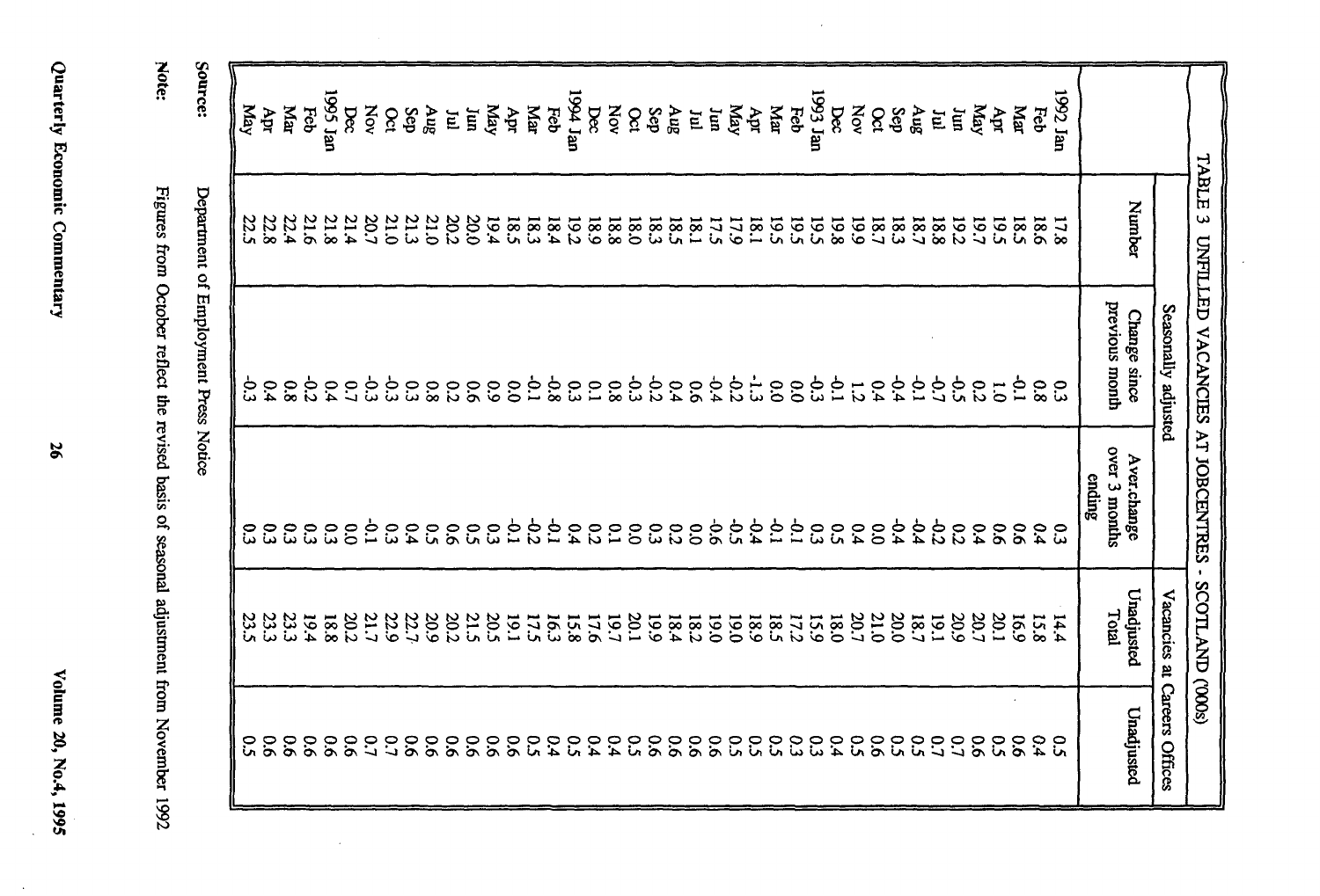# TABLE 3 UNFILLED VACANCIES AT JOBCENTRES - SCOTLAND (000s)

| | Seasonally adjusted | | | Vacancies at Careers Offices | |
|---|---|---|---|---|---|
| | Number | Change since previous month | Aver.change over 3 months ending | Unadjusted Total | Unadjusted |
| 1992 Jan | 17.8 | 0.3 | 0.3 | 14.4 | 0.5 |
| Feb | 18.6 | 0.8 | 0.4 | 15.8 | 0.4 |
| Mar | 18.5 | -0.1 | 0.6 | 16.9 | 0.6 |
| Apr | 19.5 | 1.0 | 0.6 | 20.1 | 0.5 |
| May | 19.7 | 0.2 | 0.4 | 20.7 | 0.6 |
| Jun | 19.2 | -0.5 | 0.2 | 20.9 | 0.7 |
| Jul | 18.8 | -0.7 | -0.2 | 19.1 | 0.7 |
| Aug | 18.7 | -0.1 | -0.4 | 18.7 | 0.5 |
| Sep | 18.3 | -0.4 | -0.4 | 20.0 | 0.5 |
| Oct | 18.7 | 0.4 | 0.0 | 21.0 | 0.6 |
| Nov | 19.9 | 1.2 | 0.4 | 20.7 | 0.5 |
| Dec | 19.8 | -0.1 | 0.5 | 18.0 | 0.4 |
| 1993 Jan | 19.5 | -0.3 | 0.3 | 15.9 | 0.3 |
| Feb | 19.5 | 0.0 | -0.1 | 17.2 | 0.3 |
| Mar | 19.5 | 0.0 | -0.1 | 18.5 | 0.5 |
| Apr | 18.1 | -1.3 | -0.4 | 18.9 | 0.5 |
| May | 17.9 | -0.2 | -0.5 | 19.0 | 0.5 |
| Jun | 17.5 | -0.4 | -0.6 | 19.0 | 0.6 |
| Jul | 18.1 | 0.6 | 0.0 | 18.2 | 0.6 |
| Aug | 18.5 | 0.4 | 0.2 | 18.4 | 0.6 |
| Sep | 18.3 | -0.2 | 0.3 | 19.9 | 0.6 |
| Oct | 18.0 | -0.3 | 0.0 | 20.1 | 0.5 |
| Nov | 18.8 | 0.8 | 0.1 | 19.7 | 0.4 |
| Dec | 18.9 | 0.1 | 0.2 | 17.6 | 0.4 |
| 1994 Jan | 19.2 | 0.3 | 0.4 | 15.8 | 0.5 |
| Feb | 18.4 | -0.8 | -0.1 | 16.3 | 0.4 |
| Mar | 18.3 | -0.1 | -0.2 | 17.5 | 0.5 |
| Apr | 18.5 | 0.0 | -0.1 | 19.1 | 0.6 |
| May | 19.4 | 0.9 | 0.3 | 20.5 | 0.6 |
| Jun | 20.0 | 0.6 | 0.5 | 21.5 | 0.6 |
| Jul | 20.2 | 0.2 | 0.6 | 20.2 | 0.6 |
| Aug | 21.0 | 0.8 | 0.5 | 20.9 | 0.6 |
| Sep | 21.3 | 0.3 | 0.4 | 22.7 | 0.6 |
| Oct | 21.0 | -0.3 | 0.3 | 22.9 | 0.7 |
| Nov | 20.7 | -0.3 | -0.1 | 21.7 | 0.7 |
| Dec | 21.4 | 0.7 | 0.0 | 20.2 | 0.6 |
| 1995 Jan | 21.8 | 0.4 | 0.3 | 18.8 | 0.6 |
| Feb | 21.6 | -0.2 | 0.3 | 19.4 | 0.6 |
| Mar | 22.4 | 0.8 | 0.3 | 23.3 | 0.6 |
| Apr | 22.8 | 0.4 | 0.3 | 23.3 | 0.6 |
| May | 22.5 | -0.3 | 0.3 | 23.5 | 0.5 |

**Source:** Department of Employment Press Notice

**Note:** Figures from October reflect the revised basis of seasonal adjustment from November 1992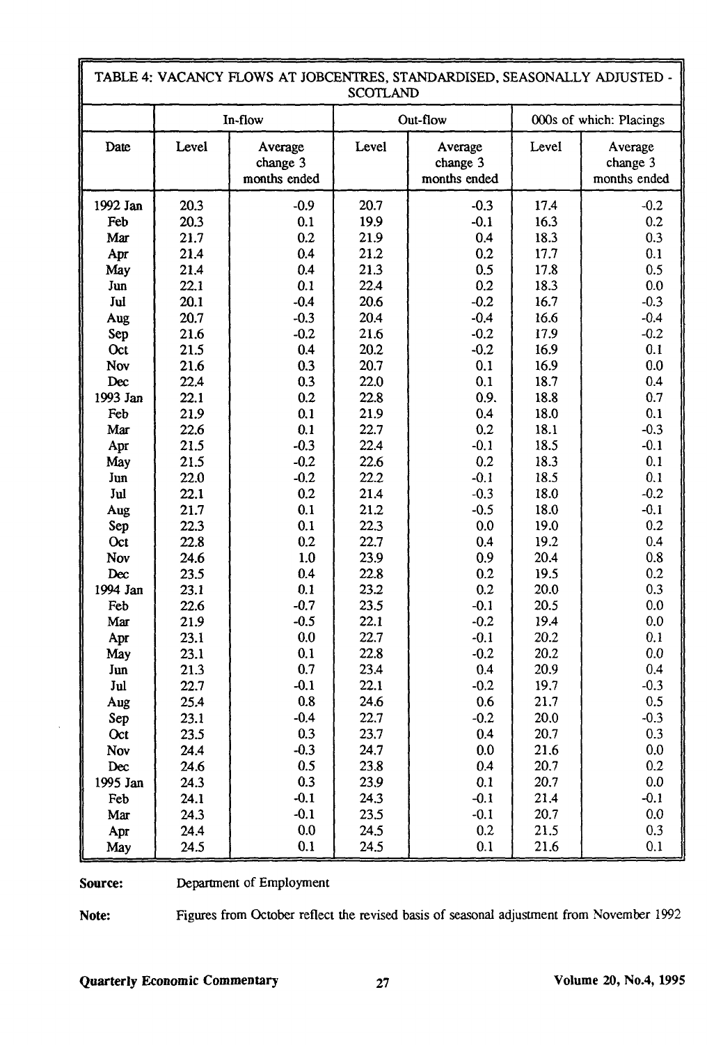| TABLE 4: VACANCY FLOWS AT JOBCENTRES, STANDARDISED, SEASONALLY ADJUSTED - SCOTLAND | | | | | | |
|---|---|---|---|---|---|---|
| | In-flow | | Out-flow | | 000s of which: Placings | |
| Date | Level | Average change 3 months ended | Level | Average change 3 months ended | Level | Average change 3 months ended |
| 1992 Jan | 20.3 | -0.9 | 20.7 | -0.3 | 17.4 | -0.2 |
| Feb | 20.3 | 0.1 | 19.9 | -0.1 | 16.3 | 0.2 |
| Mar | 21.7 | 0.2 | 21.9 | 0.4 | 18.3 | 0.3 |
| Apr | 21.4 | 0.4 | 21.2 | 0.2 | 17.7 | 0.1 |
| May | 21.4 | 0.4 | 21.3 | 0.5 | 17.8 | 0.5 |
| Jun | 22.1 | 0.1 | 22.4 | 0.2 | 18.3 | 0.0 |
| Jul | 20.1 | -0.4 | 20.6 | -0.2 | 16.7 | -0.3 |
| Aug | 20.7 | -0.3 | 20.4 | -0.4 | 16.6 | -0.4 |
| Sep | 21.6 | -0.2 | 21.6 | -0.2 | 17.9 | -0.2 |
| Oct | 21.5 | 0.4 | 20.2 | -0.2 | 16.9 | 0.1 |
| Nov | 21.6 | 0.3 | 20.7 | 0.1 | 16.9 | 0.0 |
| Dec | 22.4 | 0.3 | 22.0 | 0.1 | 18.7 | 0.4 |
| 1993 Jan | 22.1 | 0.2 | 22.8 | 0.9 | 18.8 | 0.7 |
| Feb | 21.9 | 0.1 | 21.9 | 0.4 | 18.0 | 0.1 |
| Mar | 22.6 | 0.1 | 22.7 | 0.2 | 18.1 | -0.3 |
| Apr | 21.5 | -0.3 | 22.4 | -0.1 | 18.5 | -0.1 |
| May | 21.5 | -0.2 | 22.6 | 0.2 | 18.3 | 0.1 |
| Jun | 22.0 | -0.2 | 22.2 | -0.1 | 18.5 | 0.1 |
| Jul | 22.1 | 0.2 | 21.4 | -0.3 | 18.0 | -0.2 |
| Aug | 21.7 | 0.1 | 21.2 | -0.5 | 18.0 | -0.1 |
| Sep | 22.3 | 0.1 | 22.3 | 0.0 | 19.0 | 0.2 |
| Oct | 22.8 | 0.2 | 22.7 | 0.4 | 19.2 | 0.4 |
| Nov | 24.6 | 1.0 | 23.9 | 0.9 | 20.4 | 0.8 |
| Dec | 23.5 | 0.4 | 22.8 | 0.2 | 19.5 | 0.2 |
| 1994 Jan | 23.1 | 0.1 | 23.2 | 0.2 | 20.0 | 0.3 |
| Feb | 22.6 | -0.7 | 23.5 | -0.1 | 20.5 | 0.0 |
| Mar | 21.9 | -0.5 | 22.1 | -0.2 | 19.4 | 0.0 |
| Apr | 23.1 | 0.0 | 22.7 | -0.1 | 20.2 | 0.1 |
| May | 23.1 | 0.1 | 22.8 | -0.2 | 20.2 | 0.0 |
| Jun | 21.3 | 0.7 | 23.4 | 0.4 | 20.9 | 0.4 |
| Jul | 22.7 | -0.1 | 22.1 | -0.2 | 19.7 | -0.3 |
| Aug | 25.4 | 0.8 | 24.6 | 0.6 | 21.7 | 0.5 |
| Sep | 23.1 | -0.4 | 22.7 | -0.2 | 20.0 | -0.3 |
| Oct | 23.5 | 0.3 | 23.7 | 0.4 | 20.7 | 0.3 |
| Nov | 24.4 | -0.3 | 24.7 | 0.0 | 21.6 | 0.0 |
| Dec | 24.6 | 0.5 | 23.8 | 0.4 | 20.7 | 0.2 |
| 1995 Jan | 24.3 | 0.3 | 23.9 | 0.1 | 20.7 | 0.0 |
| Feb | 24.1 | -0.1 | 24.3 | -0.1 | 21.4 | -0.1 |
| Mar | 24.3 | -0.1 | 23.5 | -0.1 | 20.7 | 0.0 |
| Apr | 24.4 | 0.0 | 24.5 | 0.2 | 21.5 | 0.3 |
| May | 24.5 | 0.1 | 24.5 | 0.1 | 21.6 | 0.1 |

**Source:** Department of Employment

**Note:** Figures from October reflect the revised basis of seasonal adjustment from November 1992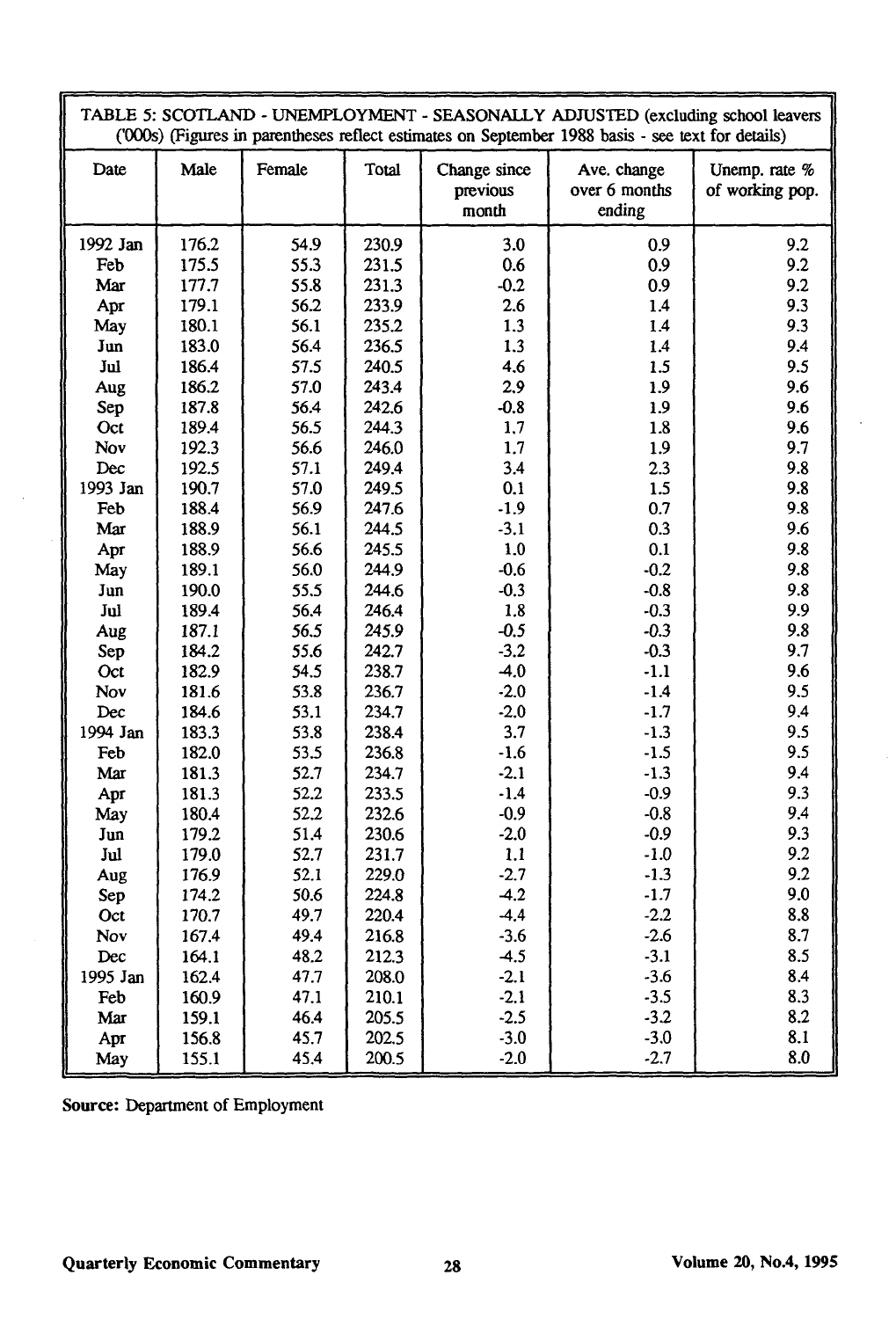TABLE 5: SCOTLAND - UNEMPLOYMENT - SEASONALLY ADJUSTED (excluding school leavers ('000s) (Figures in parentheses reflect estimates on September 1988 basis - see text for details)

| Date | Male | Female | Total | Change since previous month | Ave. change over 6 months ending | Unemp. rate % of working pop. |
|---|---|---|---|---|---|---|
| 1992 Jan | 176.2 | 54.9 | 230.9 | 3.0 | 0.9 | 9.2 |
| Feb | 175.5 | 55.3 | 231.5 | 0.6 | 0.9 | 9.2 |
| Mar | 177.7 | 55.8 | 231.3 | -0.2 | 0.9 | 9.2 |
| Apr | 179.1 | 56.2 | 233.9 | 2.6 | 1.4 | 9.3 |
| May | 180.1 | 56.1 | 235.2 | 1.3 | 1.4 | 9.3 |
| Jun | 183.0 | 56.4 | 236.5 | 1.3 | 1.4 | 9.4 |
| Jul | 186.4 | 57.5 | 240.5 | 4.6 | 1.5 | 9.5 |
| Aug | 186.2 | 57.0 | 243.4 | 2.9 | 1.9 | 9.6 |
| Sep | 187.8 | 56.4 | 242.6 | -0.8 | 1.9 | 9.6 |
| Oct | 189.4 | 56.5 | 244.3 | 1.7 | 1.8 | 9.6 |
| Nov | 192.3 | 56.6 | 246.0 | 1.7 | 1.9 | 9.7 |
| Dec | 192.5 | 57.1 | 249.4 | 3.4 | 2.3 | 9.8 |
| 1993 Jan | 190.7 | 57.0 | 249.5 | 0.1 | 1.5 | 9.8 |
| Feb | 188.4 | 56.9 | 247.6 | -1.9 | 0.7 | 9.8 |
| Mar | 188.9 | 56.1 | 244.5 | -3.1 | 0.3 | 9.6 |
| Apr | 188.9 | 56.6 | 245.5 | 1.0 | 0.1 | 9.8 |
| May | 189.1 | 56.0 | 244.9 | -0.6 | -0.2 | 9.8 |
| Jun | 190.0 | 55.5 | 244.6 | -0.3 | -0.8 | 9.8 |
| Jul | 189.4 | 56.4 | 246.4 | 1.8 | -0.3 | 9.9 |
| Aug | 187.1 | 56.5 | 245.9 | -0.5 | -0.3 | 9.8 |
| Sep | 184.2 | 55.6 | 242.7 | -3.2 | -0.3 | 9.7 |
| Oct | 182.9 | 54.5 | 238.7 | -4.0 | -1.1 | 9.6 |
| Nov | 181.6 | 53.8 | 236.7 | -2.0 | -1.4 | 9.5 |
| Dec | 184.6 | 53.1 | 234.7 | -2.0 | -1.7 | 9.4 |
| 1994 Jan | 183.3 | 53.8 | 238.4 | 3.7 | -1.3 | 9.5 |
| Feb | 182.0 | 53.5 | 236.8 | -1.6 | -1.5 | 9.5 |
| Mar | 181.3 | 52.7 | 234.7 | -2.1 | -1.3 | 9.4 |
| Apr | 181.3 | 52.2 | 233.5 | -1.4 | -0.9 | 9.3 |
| May | 180.4 | 52.2 | 232.6 | -0.9 | -0.8 | 9.4 |
| Jun | 179.2 | 51.4 | 230.6 | -2.0 | -0.9 | 9.3 |
| Jul | 179.0 | 52.7 | 231.7 | 1.1 | -1.0 | 9.2 |
| Aug | 176.9 | 52.1 | 229.0 | -2.7 | -1.3 | 9.2 |
| Sep | 174.2 | 50.6 | 224.8 | -4.2 | -1.7 | 9.0 |
| Oct | 170.7 | 49.7 | 220.4 | -4.4 | -2.2 | 8.8 |
| Nov | 167.4 | 49.4 | 216.8 | -3.6 | -2.6 | 8.7 |
| Dec | 164.1 | 48.2 | 212.3 | -4.5 | -3.1 | 8.5 |
| 1995 Jan | 162.4 | 47.7 | 208.0 | -2.1 | -3.6 | 8.4 |
| Feb | 160.9 | 47.1 | 210.1 | -2.1 | -3.5 | 8.3 |
| Mar | 159.1 | 46.4 | 205.5 | -2.5 | -3.2 | 8.2 |
| Apr | 156.8 | 45.7 | 202.5 | -3.0 | -3.0 | 8.1 |
| May | 155.1 | 45.4 | 200.5 | -2.0 | -2.7 | 8.0 |

**Source:** Department of Employment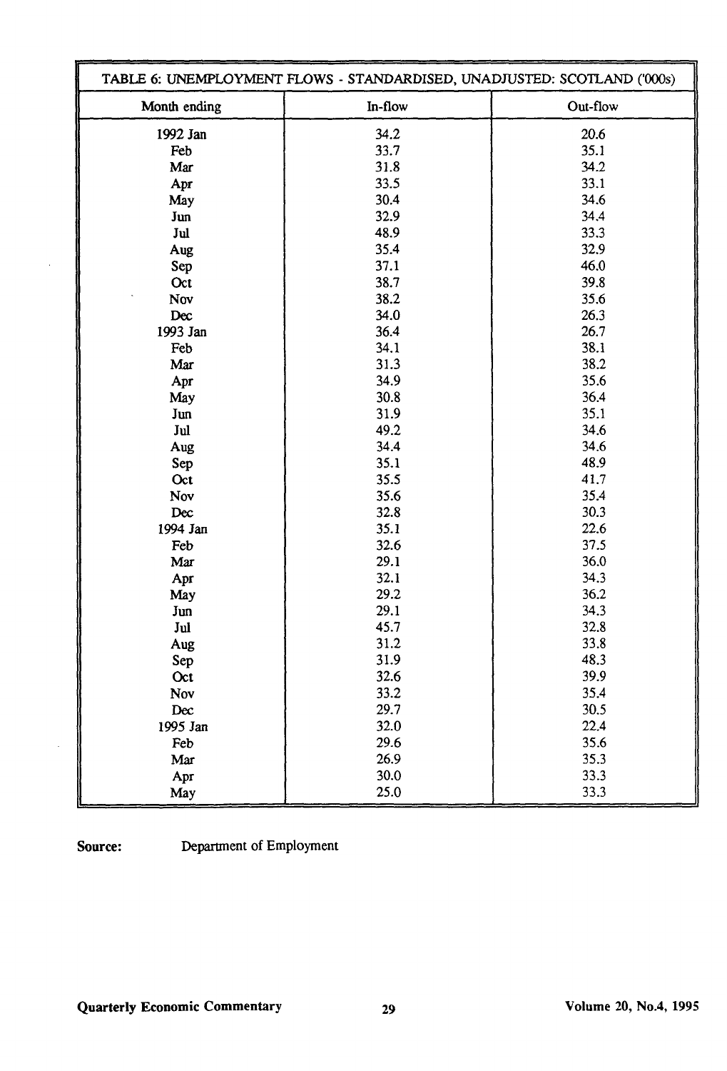| TABLE 6: UNEMPLOYMENT FLOWS - STANDARDISED, UNADJUSTED: SCOTLAND ('000s) | | |
|---|---|---|
| Month ending | In-flow | Out-flow |
| 1992 Jan | 34.2 | 20.6 |
| Feb | 33.7 | 35.1 |
| Mar | 31.8 | 34.2 |
| Apr | 33.5 | 33.1 |
| May | 30.4 | 34.6 |
| Jun | 32.9 | 34.4 |
| Jul | 48.9 | 33.3 |
| Aug | 35.4 | 32.9 |
| Sep | 37.1 | 46.0 |
| Oct | 38.7 | 39.8 |
| Nov | 38.2 | 35.6 |
| Dec | 34.0 | 26.3 |
| 1993 Jan | 36.4 | 26.7 |
| Feb | 34.1 | 38.1 |
| Mar | 31.3 | 38.2 |
| Apr | 34.9 | 35.6 |
| May | 30.8 | 36.4 |
| Jun | 31.9 | 35.1 |
| Jul | 49.2 | 34.6 |
| Aug | 34.4 | 34.6 |
| Sep | 35.1 | 48.9 |
| Oct | 35.5 | 41.7 |
| Nov | 35.6 | 35.4 |
| Dec | 32.8 | 30.3 |
| 1994 Jan | 35.1 | 22.6 |
| Feb | 32.6 | 37.5 |
| Mar | 29.1 | 36.0 |
| Apr | 32.1 | 34.3 |
| May | 29.2 | 36.2 |
| Jun | 29.1 | 34.3 |
| Jul | 45.7 | 32.8 |
| Aug | 31.2 | 33.8 |
| Sep | 31.9 | 48.3 |
| Oct | 32.6 | 39.9 |
| Nov | 33.2 | 35.4 |
| Dec | 29.7 | 30.5 |
| 1995 Jan | 32.0 | 22.4 |
| Feb | 29.6 | 35.6 |
| Mar | 26.9 | 35.3 |
| Apr | 30.0 | 33.3 |
| May | 25.0 | 33.3 |

**Source:** Department of Employment